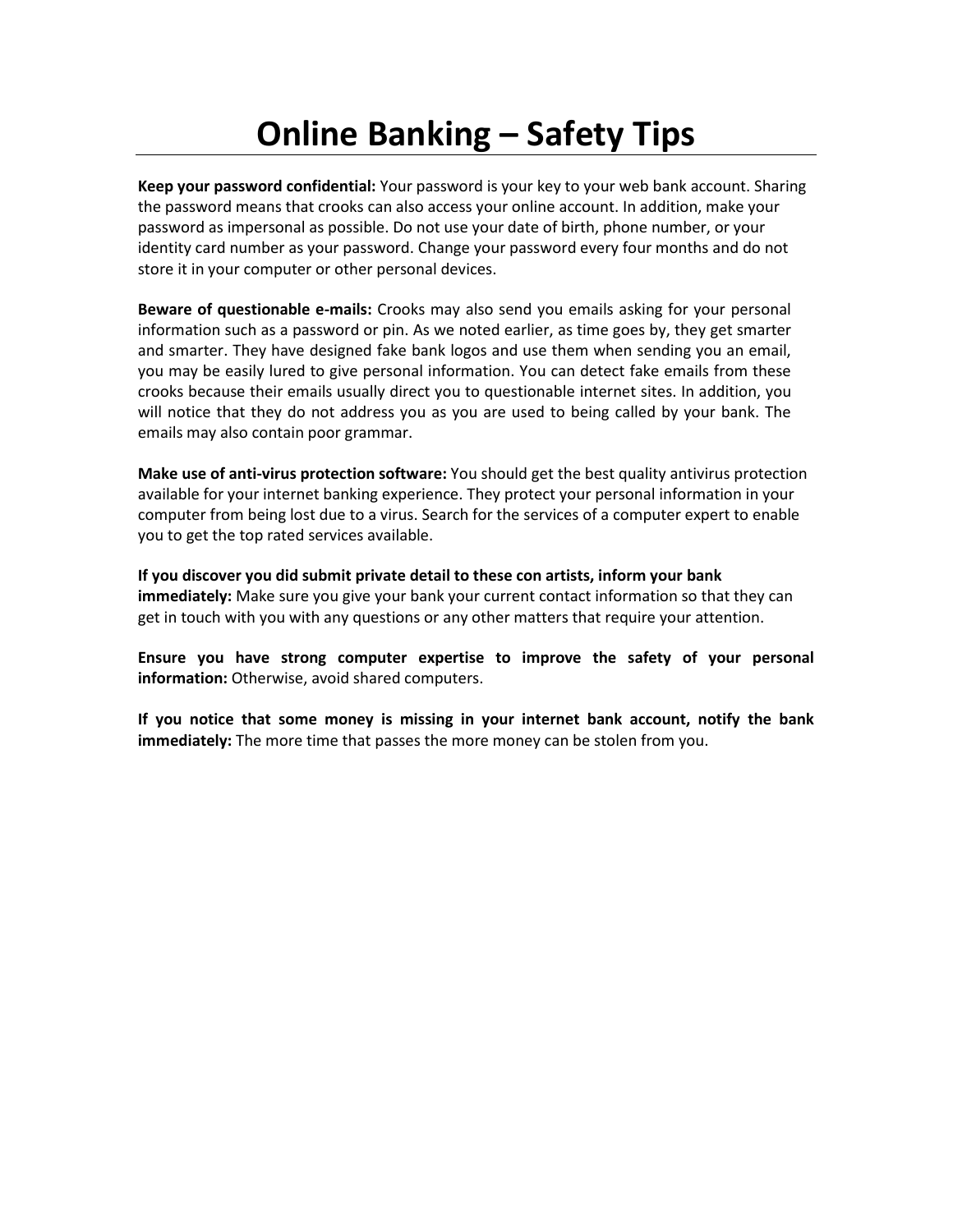# Online Banking – Safety Tips

**Keep your password confidential:** Your password is your key to your web bank account. Sharing the password means that crooks can also access your online account. In addition, make your password as impersonal as possible. Do not use your date of birth, phone number, or your identity card number as your password. Change your password every four months and do not store it in your computer or other personal devices.

**Beware of questionable e-mails:** Crooks may also send you emails asking for your personal information such as a password or pin. As we noted earlier, as time goes by, they get smarter and smarter. They have designed fake bank logos and use them when sending you an email, you may be easily lured to give personal information. You can detect fake emails from these crooks because their emails usually direct you to questionable internet sites. In addition, you will notice that they do not address you as you are used to being called by your bank. The emails may also contain poor grammar.

**Make use of anti-virus protection software:** You should get the best quality antivirus protection available for your internet banking experience. They protect your personal information in your computer from being lost due to a virus. Search for the services of a computer expert to enable you to get the top rated services available.

**If you discover you did submit private detail to these con artists, inform your bank immediately:** Make sure you give your bank your current contact information so that they can get in touch with you with any questions or any other matters that require your attention.

**Ensure you have strong computer expertise to improve the safety of your personal information:** Otherwise, avoid shared computers.

**If you notice that some money is missing in your internet bank account, notify the bank immediately:** The more time that passes the more money can be stolen from you.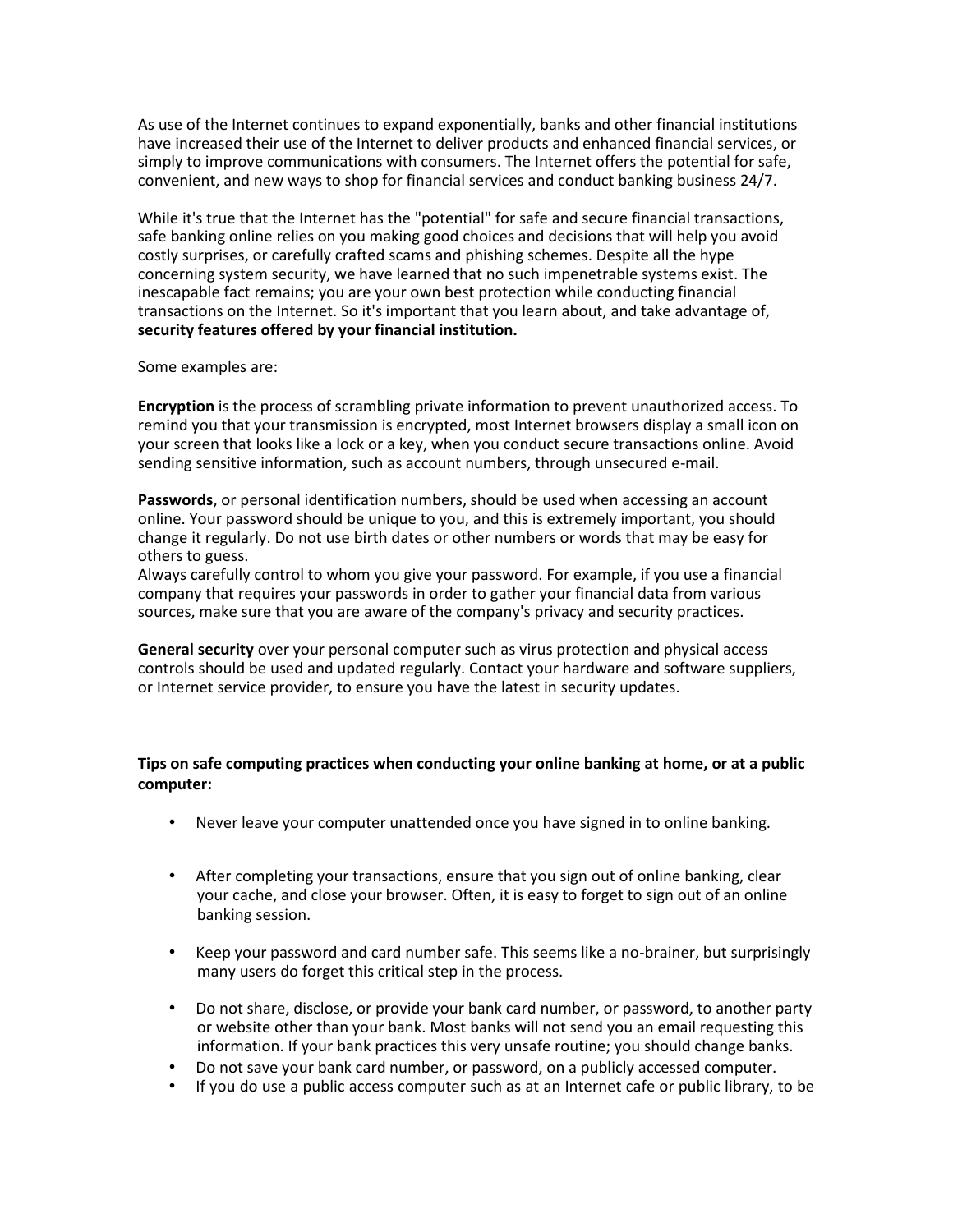As use of the Internet continues to expand exponentially, banks and other financial institutions have increased their use of the Internet to deliver products and enhanced financial services, or simply to improve communications with consumers. The Internet offers the potential for safe, convenient, and new ways to shop for financial services and conduct banking business 24/7.

While it's true that the Internet has the "potential" for safe and secure financial transactions, safe banking online relies on you making good choices and decisions that will help you avoid costly surprises, or carefully crafted scams and phishing schemes. Despite all the hype concerning system security, we have learned that no such impenetrable systems exist. The inescapable fact remains; you are your own best protection while conducting financial transactions on the Internet. So it's important that you learn about, and take advantage of, **security features offered by your financial institution.**

Some examples are:

**Encryption** is the process of scrambling private information to prevent unauthorized access. To remind you that your transmission is encrypted, most Internet browsers display a small icon on your screen that looks like a lock or a key, when you conduct secure transactions online. Avoid sending sensitive information, such as account numbers, through unsecured e-mail.

**Passwords**, or personal identification numbers, should be used when accessing an account online. Your password should be unique to you, and this is extremely important, you should change it regularly. Do not use birth dates or other numbers or words that may be easy for others to guess.
Always carefully control to whom you give your password. For example, if you use a financial company that requires your passwords in order to gather your financial data from various sources, make sure that you are aware of the company's privacy and security practices.

**General security** over your personal computer such as virus protection and physical access controls should be used and updated regularly. Contact your hardware and software suppliers, or Internet service provider, to ensure you have the latest in security updates.

**Tips on safe computing practices when conducting your online banking at home, or at a public computer:**

- Never leave your computer unattended once you have signed in to online banking.
- After completing your transactions, ensure that you sign out of online banking, clear your cache, and close your browser. Often, it is easy to forget to sign out of an online banking session.
- Keep your password and card number safe. This seems like a no-brainer, but surprisingly many users do forget this critical step in the process.
- Do not share, disclose, or provide your bank card number, or password, to another party or website other than your bank. Most banks will not send you an email requesting this information. If your bank practices this very unsafe routine; you should change banks.
- Do not save your bank card number, or password, on a publicly accessed computer.
- If you do use a public access computer such as at an Internet cafe or public library, to be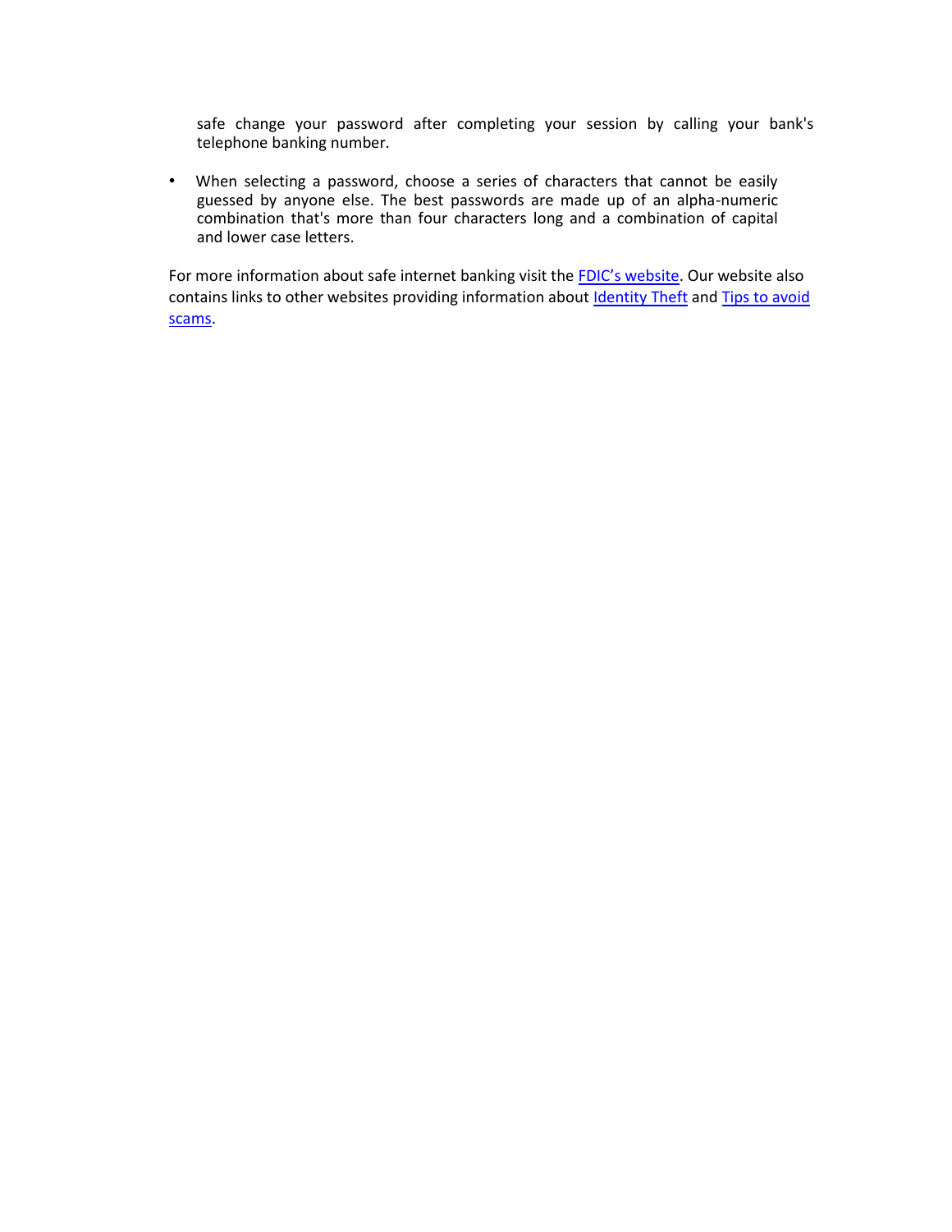safe change your password after completing your session by calling your bank's telephone banking number.

- When selecting a password, choose a series of characters that cannot be easily guessed by anyone else. The best passwords are made up of an alpha-numeric combination that's more than four characters long and a combination of capital and lower case letters.

For more information about safe internet banking visit the FDIC's website. Our website also contains links to other websites providing information about Identity Theft and Tips to avoid scams.